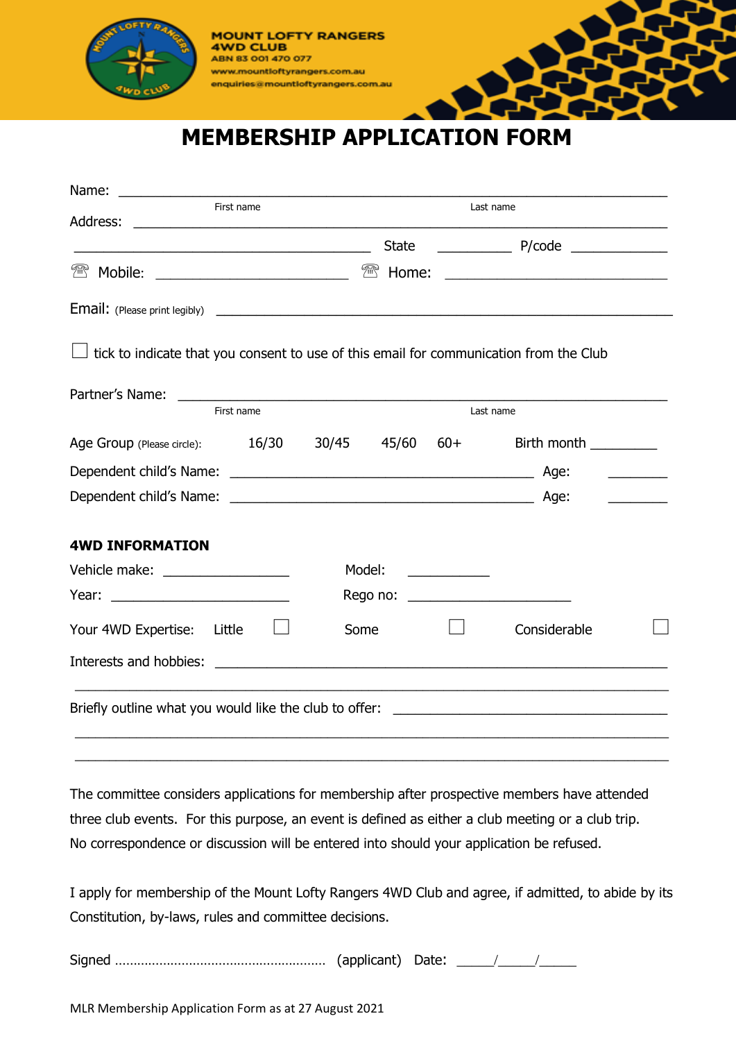**MOUNT LOFTY RANGERS 4WD CLUB**
ABN 83 001 470 077
www.mountloftyrangers.com.au
enquiries@mountloftyrangers.com.au

# MEMBERSHIP APPLICATION FORM

Name: ______________________________________________________________
First name Last name

Address: ______________________________________________________________

________________________________ State ________ P/code __________

☎ Mobile: ____________________ ☎ Home: ________________________

Email: (Please print legibly) ______________________________________________

☐ tick to indicate that you consent to use of this email for communication from the Club

Partner's Name: ______________________________________________________
First name Last name

Age Group (Please circle): 16/30 30/45 45/60 60+ Birth month ________

Dependent child's Name: ________________________________ Age: ________

Dependent child's Name: ________________________________ Age: ________

**4WD INFORMATION**

Vehicle make: ______________ Model: __________

Year: ____________________ Rego no: __________________

Your 4WD Expertise: Little ☐ Some ☐ Considerable ☐

Interests and hobbies: ________________________________________________

______________________________________________________________________

Briefly outline what you would like the club to offer: ______________________________

______________________________________________________________________

______________________________________________________________________

The committee considers applications for membership after prospective members have attended three club events. For this purpose, an event is defined as either a club meeting or a club trip. No correspondence or discussion will be entered into should your application be refused.

I apply for membership of the Mount Lofty Rangers 4WD Club and agree, if admitted, to abide by its Constitution, by-laws, rules and committee decisions.

Signed ………………………………………………… (applicant) Date: _____/_____/_____

MLR Membership Application Form as at 27 August 2021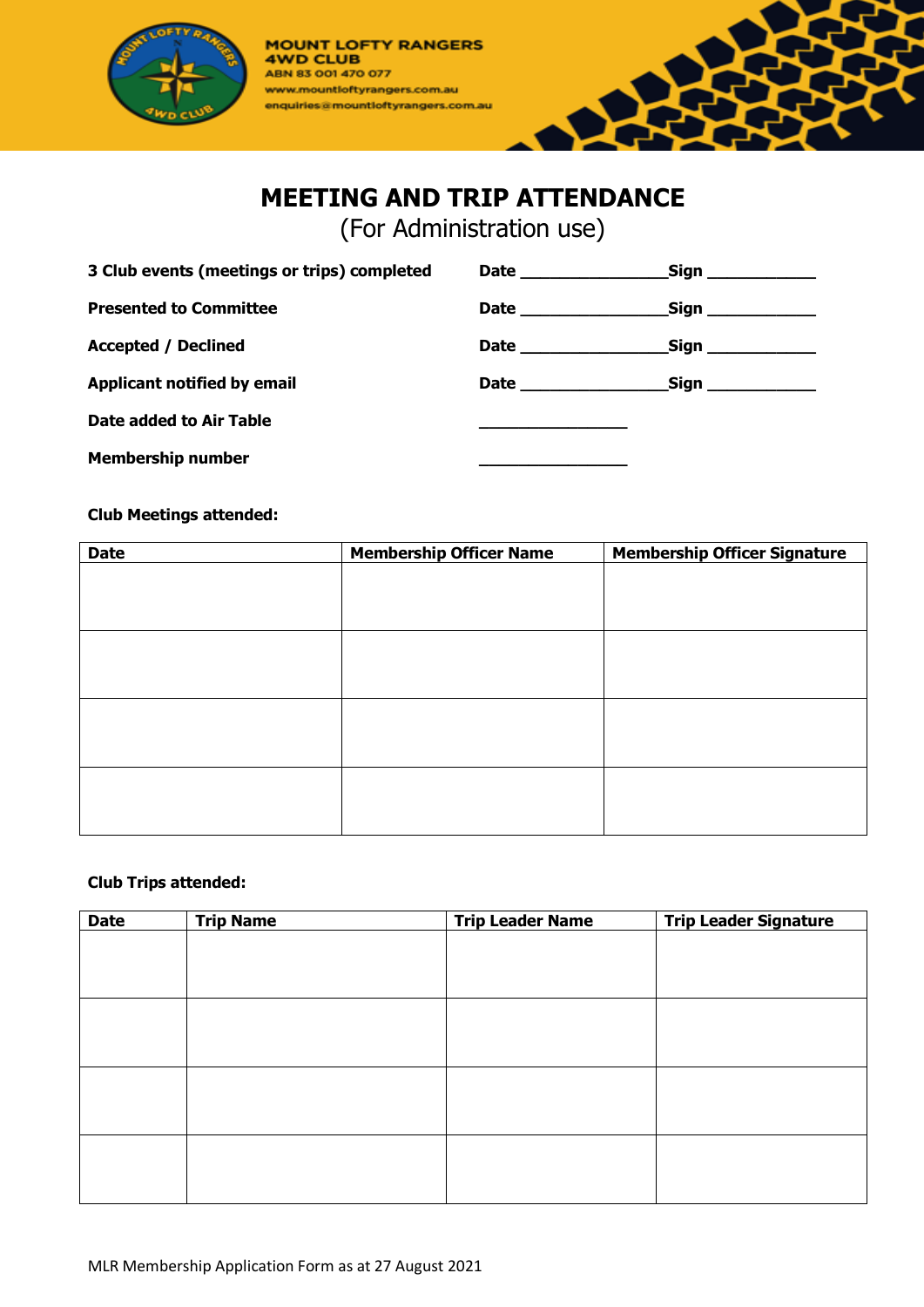MOUNT LOFTY RANGERS 4WD CLUB
ABN 83 001 470 077
www.mountloftyrangers.com.au
enquiries@mountloftyrangers.com.au

# MEETING AND TRIP ATTENDANCE

(For Administration use)

**3 Club events (meetings or trips) completed** **Date** _______________ **Sign** ___________

**Presented to Committee** **Date** _______________ **Sign** ___________

**Accepted / Declined** **Date** _______________ **Sign** ___________

**Applicant notified by email** **Date** _______________ **Sign** ___________

**Date added to Air Table** _______________

**Membership number** _______________

**Club Meetings attended:**

| Date | Membership Officer Name | Membership Officer Signature |
|---|---|---|
| | | |
| | | |
| | | |
| | | |

**Club Trips attended:**

| Date | Trip Name | Trip Leader Name | Trip Leader Signature |
|---|---|---|---|
| | | | |
| | | | |
| | | | |
| | | | |

MLR Membership Application Form as at 27 August 2021